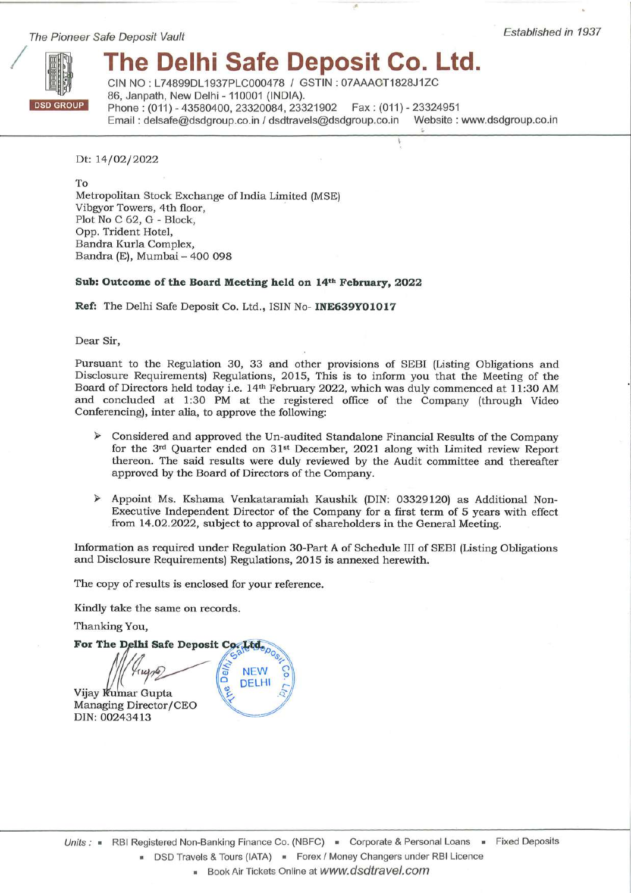*The Pioneer Safe Deposit Vault* *Established in 1937*

# The Delhi Safe Deposit Co. Ltd.

DSD GROUP

CIN NO : L74899DL1937PLC000478 / GSTIN : 07AAACT1828J1ZC
86, Janpath, New Delhi - 110001 (INDIA).
Phone : (011) - 43580400, 23320084, 23321902 Fax : (011) - 23324951
Email : delsafe@dsdgroup.co.in / dsdtravels@dsdgroup.co.in Website : www.dsdgroup.co.in

Dt: 14/02/2022

To
Metropolitan Stock Exchange of India Limited (MSE)
Vibgyor Towers, 4th floor,
Plot No C 62, G - Block,
Opp. Trident Hotel,
Bandra Kurla Complex,
Bandra (E), Mumbai – 400 098

**Sub: Outcome of the Board Meeting held on 14th February, 2022**

**Ref:** The Delhi Safe Deposit Co. Ltd., ISIN No- **INE639Y01017**

Dear Sir,

Pursuant to the Regulation 30, 33 and other provisions of SEBI (Listing Obligations and Disclosure Requirements) Regulations, 2015, This is to inform you that the Meeting of the Board of Directors held today i.e. 14th February 2022, which was duly commenced at 11:30 AM and concluded at 1:30 PM at the registered office of the Company (through Video Conferencing), inter alia, to approve the following:

- Considered and approved the Un-audited Standalone Financial Results of the Company for the 3rd Quarter ended on 31st December, 2021 along with Limited review Report thereon. The said results were duly reviewed by the Audit committee and thereafter approved by the Board of Directors of the Company.
- Appoint Ms. Kshama Venkataramiah Kaushik (DIN: 03329120) as Additional Non-Executive Independent Director of the Company for a first term of 5 years with effect from 14.02.2022, subject to approval of shareholders in the General Meeting.

Information as required under Regulation 30-Part A of Schedule III of SEBI (Listing Obligations and Disclosure Requirements) Regulations, 2015 is annexed herewith.

The copy of results is enclosed for your reference.

Kindly take the same on records.

Thanking You,

**For The Delhi Safe Deposit Co. Ltd.**

Vijay Kumar Gupta
Managing Director/CEO
DIN: 00243413

*Units :* ▪ RBI Registered Non-Banking Finance Co. (NBFC) ▪ Corporate & Personal Loans ▪ Fixed Deposits
▪ DSD Travels & Tours (IATA) ▪ Forex / Money Changers under RBI Licence
▪ Book Air Tickets Online at *www.dsdtravel.com*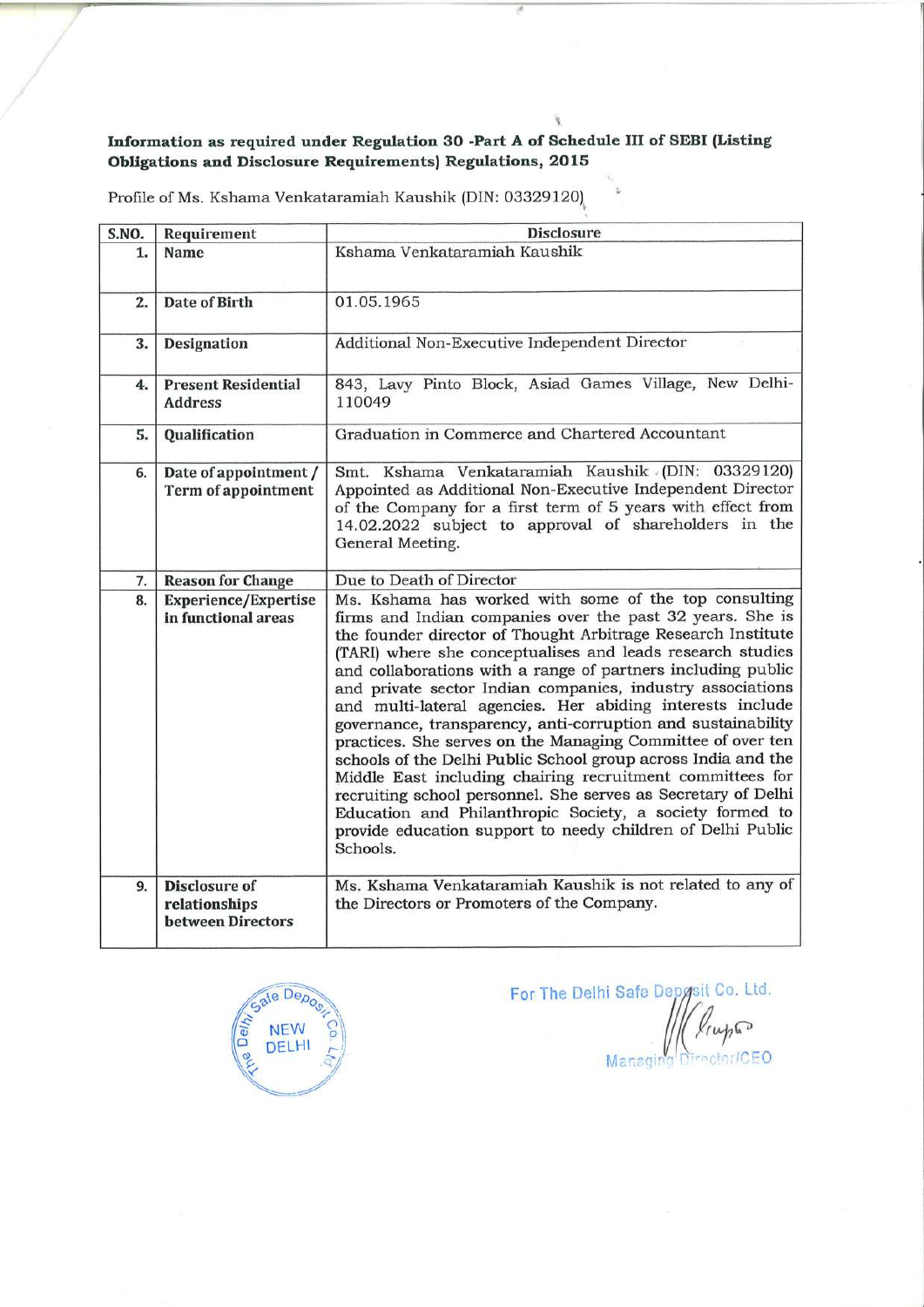**Information as required under Regulation 30 -Part A of Schedule III of SEBI (Listing Obligations and Disclosure Requirements) Regulations, 2015**

Profile of Ms. Kshama Venkataramiah Kaushik (DIN: 03329120)

| S.NO. | Requirement | Disclosure |
|---|---|---|
| 1. | **Name** | Kshama Venkataramiah Kaushik |
| 2. | **Date of Birth** | 01.05.1965 |
| 3. | **Designation** | Additional Non-Executive Independent Director |
| 4. | **Present Residential Address** | 843, Lavy Pinto Block, Asiad Games Village, New Delhi-110049 |
| 5. | **Qualification** | Graduation in Commerce and Chartered Accountant |
| 6. | **Date of appointment / Term of appointment** | Smt. Kshama Venkataramiah Kaushik (DIN: 03329120) Appointed as Additional Non-Executive Independent Director of the Company for a first term of 5 years with effect from 14.02.2022 subject to approval of shareholders in the General Meeting. |
| 7. | **Reason for Change** | Due to Death of Director |
| 8. | **Experience/Expertise in functional areas** | Ms. Kshama has worked with some of the top consulting firms and Indian companies over the past 32 years. She is the founder director of Thought Arbitrage Research Institute (TARI) where she conceptualises and leads research studies and collaborations with a range of partners including public and private sector Indian companies, industry associations and multi-lateral agencies. Her abiding interests include governance, transparency, anti-corruption and sustainability practices. She serves on the Managing Committee of over ten schools of the Delhi Public School group across India and the Middle East including chairing recruitment committees for recruiting school personnel. She serves as Secretary of Delhi Education and Philanthropic Society, a society formed to provide education support to needy children of Delhi Public Schools. |
| 9. | **Disclosure of relationships between Directors** | Ms. Kshama Venkataramiah Kaushik is not related to any of the Directors or Promoters of the Company. |

For The Delhi Safe Deposit Co. Ltd.

Managing Director/CEO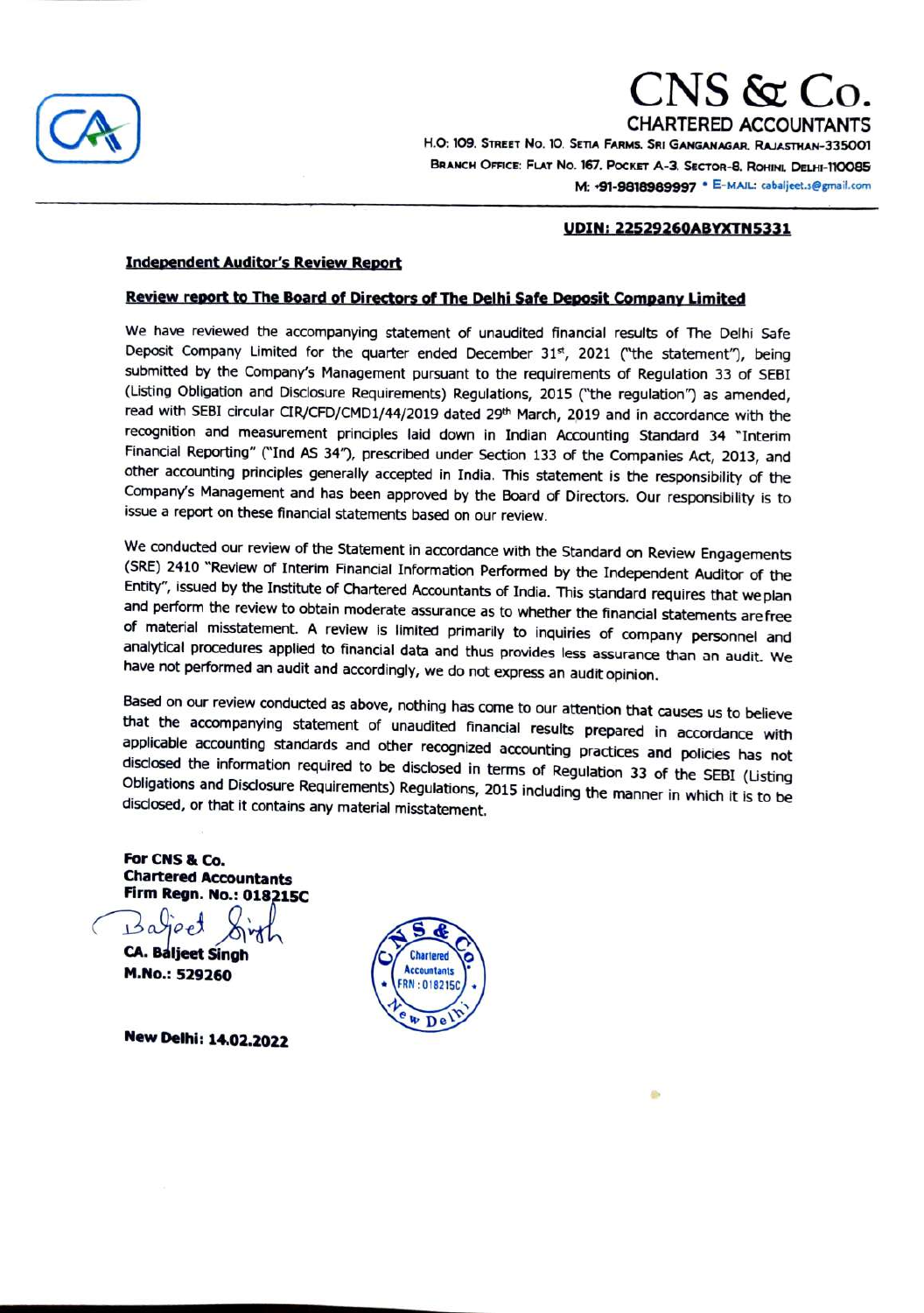# CNS & Co.

CHARTERED ACCOUNTANTS

H.O: 109, STREET NO. 10, SETIA FARMS, SRI GANGANAGAR, RAJASTHAN-335001

BRANCH OFFICE: FLAT NO. 167, POCKET A-3, SECTOR-8, ROHINI, DELHI-110085

M: +91-9818989997 • E-MAIL: cabaljeet.s@gmail.com

**UDIN: 22529260ABYXTN5331**

**Independent Auditor's Review Report**

**Review report to The Board of Directors of The Delhi Safe Deposit Company Limited**

We have reviewed the accompanying statement of unaudited financial results of The Delhi Safe Deposit Company Limited for the quarter ended December 31st, 2021 ("the statement"), being submitted by the Company's Management pursuant to the requirements of Regulation 33 of SEBI (Listing Obligation and Disclosure Requirements) Regulations, 2015 ("the regulation") as amended, read with SEBI circular CIR/CFD/CMD1/44/2019 dated 29th March, 2019 and in accordance with the recognition and measurement principles laid down in Indian Accounting Standard 34 "Interim Financial Reporting" ("Ind AS 34"), prescribed under Section 133 of the Companies Act, 2013, and other accounting principles generally accepted in India. This statement is the responsibility of the Company's Management and has been approved by the Board of Directors. Our responsibility is to issue a report on these financial statements based on our review.

We conducted our review of the Statement in accordance with the Standard on Review Engagements (SRE) 2410 "Review of Interim Financial Information Performed by the Independent Auditor of the Entity", issued by the Institute of Chartered Accountants of India. This standard requires that we plan and perform the review to obtain moderate assurance as to whether the financial statements are free of material misstatement. A review is limited primarily to inquiries of company personnel and analytical procedures applied to financial data and thus provides less assurance than an audit. We have not performed an audit and accordingly, we do not express an audit opinion.

Based on our review conducted as above, nothing has come to our attention that causes us to believe that the accompanying statement of unaudited financial results prepared in accordance with applicable accounting standards and other recognized accounting practices and policies has not disclosed the information required to be disclosed in terms of Regulation 33 of the SEBI (Listing Obligations and Disclosure Requirements) Regulations, 2015 including the manner in which it is to be disclosed, or that it contains any material misstatement.

**For CNS & Co.**
**Chartered Accountants**
**Firm Regn. No.: 018215C**

**CA. Baljeet Singh**
**M.No.: 529260**

**New Delhi: 14.02.2022**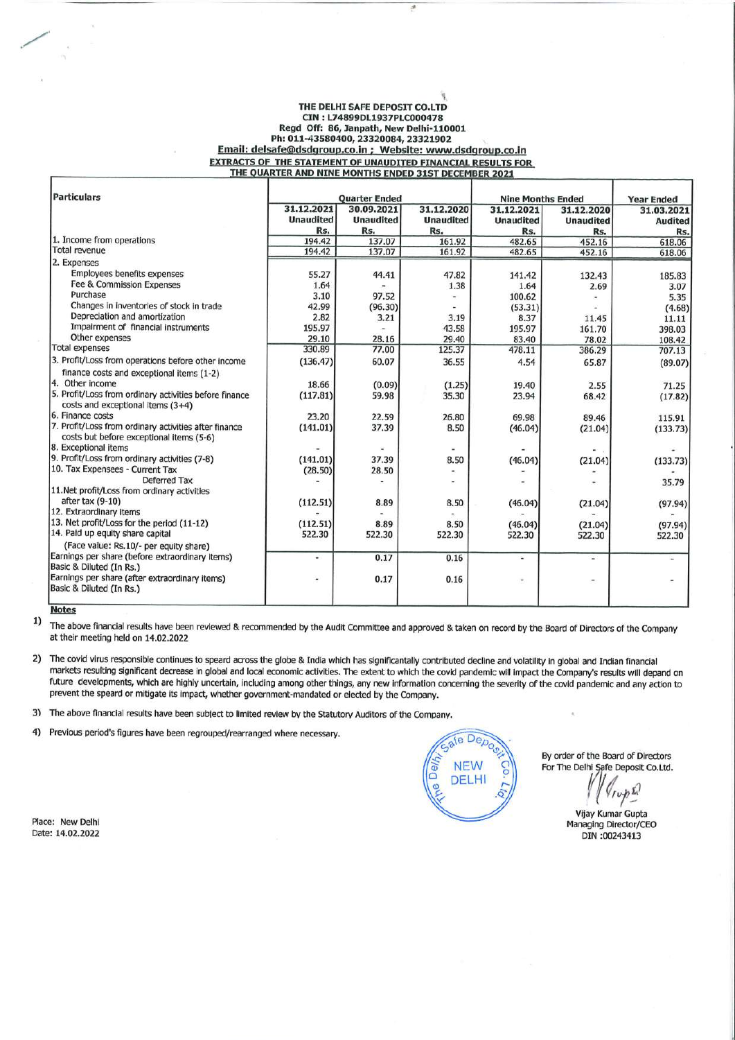**THE DELHI SAFE DEPOSIT CO.LTD**
**CIN : L74899DL1937PLC000478**
**Regd Off: 86, Janpath, New Delhi-110001**
**Ph: 011-43580400, 23320084, 23321902**
**Email: delsafe@dsdgroup.co.in ; Website: www.dsdgroup.co.in**

**EXTRACTS OF THE STATEMENT OF UNAUDITED FINANCIAL RESULTS FOR THE QUARTER AND NINE MONTHS ENDED 31ST DECEMBER 2021**

| Particulars | Quarter Ended | | | Nine Months Ended | | Year Ended |
|---|---|---|---|---|---|---|
| | 31.12.2021 Unaudited Rs. | 30.09.2021 Unaudited Rs. | 31.12.2020 Unaudited Rs. | 31.12.2021 Unaudited Rs. | 31.12.2020 Unaudited Rs. | 31.03.2021 Audited Rs. |
| 1. Income from operations | 194.42 | 137.07 | 161.92 | 482.65 | 452.16 | 618.06 |
| Total revenue | 194.42 | 137.07 | 161.92 | 482.65 | 452.16 | 618.06 |
| 2. Expenses | | | | | | |
| Employees benefits expenses | 55.27 | 44.41 | 47.82 | 141.42 | 132.43 | 185.83 |
| Fee & Commission Expenses | 1.64 | - | 1.38 | 1.64 | 2.69 | 3.07 |
| Purchase | 3.10 | 97.52 | - | 100.62 | - | 5.35 |
| Changes in inventories of stock in trade | 42.99 | (96.30) | - | (53.31) | - | (4.68) |
| Depreciation and amortization | 2.82 | 3.21 | 3.19 | 8.37 | 11.45 | 11.11 |
| Impairment of financial instruments | 195.97 | - | 43.58 | 195.97 | 161.70 | 398.03 |
| Other expenses | 29.10 | 28.16 | 29.40 | 83.40 | 78.02 | 108.42 |
| Total expenses | 330.89 | 77.00 | 125.37 | 478.11 | 386.29 | 707.13 |
| 3. Profit/Loss from operations before other income finance costs and exceptional items (1-2) | (136.47) | 60.07 | 36.55 | 4.54 | 65.87 | (89.07) |
| 4. Other income | 18.66 | (0.09) | (1.25) | 19.40 | 2.55 | 71.25 |
| 5. Profit/Loss from ordinary activities before finance costs and exceptional items (3+4) | (117.81) | 59.98 | 35.30 | 23.94 | 68.42 | (17.82) |
| 6. Finance costs | 23.20 | 22.59 | 26.80 | 69.98 | 89.46 | 115.91 |
| 7. Profit/Loss from ordinary activities after finance costs but before exceptional items (5-6) | (141.01) | 37.39 | 8.50 | (46.04) | (21.04) | (133.73) |
| 8. Exceptional items | - | - | - | - | - | - |
| 9. Profit/Loss from ordinary activities (7-8) | (141.01) | 37.39 | 8.50 | (46.04) | (21.04) | (133.73) |
| 10. Tax Expensees - Current Tax | (28.50) | 28.50 | - | - | - | - |
| Deferred Tax | - | - | - | - | - | 35.79 |
| 11.Net profit/Loss from ordinary activities after tax (9-10) | (112.51) | 8.89 | 8.50 | (46.04) | (21.04) | (97.94) |
| 12. Extraordinary items | - | - | - | | | - |
| 13. Net profit/Loss for the period (11-12) | (112.51) | 8.89 | 8.50 | (46.04) | (21.04) | (97.94) |
| 14. Paid up equity share capital (Face value: Rs.10/- per equity share) | 522.30 | 522.30 | 522.30 | 522.30 | 522.30 | 522.30 |
| Earnings per share (before extraordinary items) Basic & Diluted (In Rs.) | - | 0.17 | 0.16 | - | - | - |
| Earnings per share (after extraordinary items) Basic & Diluted (In Rs.) | - | 0.17 | 0.16 | - | - | - |

**Notes**

1) The above financial results have been reviewed & recommended by the Audit Committee and approved & taken on record by the Board of Directors of the Company at their meeting held on 14.02.2022

2) The covid virus responsible continues to speard across the globe & India which has significantally contributed decline and volatility in global and Indian financial markets resulting significant decrease in global and local economic activities. The extent to which the covid pandemic will impact the Company's results will depand on future developments, which are highly uncertain, including among other things, any new information concerning the severity of the covid pandemic and any action to prevent the speard or mitigate its impact, whether government-mandated or elected by the Company.

3) The above financial results have been subject to limited review by the Statutory Auditors of the Company.

4) Previous period's figures have been regrouped/rearranged where necessary.

By order of the Board of Directors
For The Delhi Safe Deposit Co.Ltd.

Vijay Kumar Gupta
Managing Director/CEO
DIN :00243413

Place: New Delhi
Date: 14.02.2022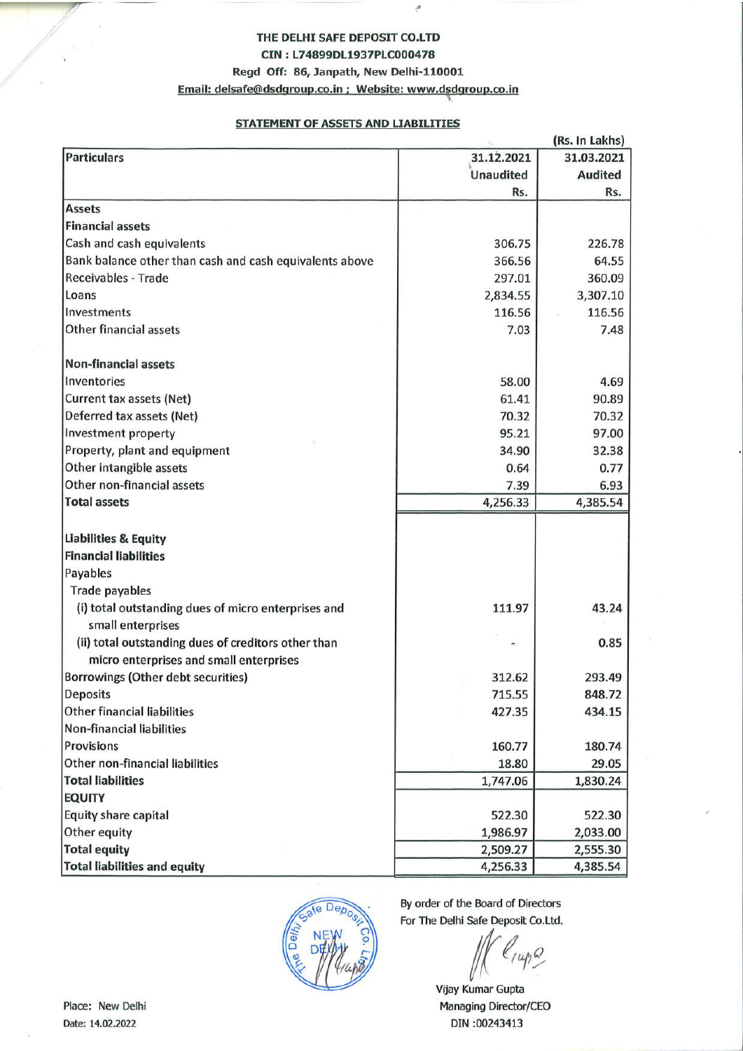**THE DELHI SAFE DEPOSIT CO.LTD**
**CIN : L74899DL1937PLC000478**
**Regd Off: 86, Janpath, New Delhi-110001**
**Email: delsafe@dsdgroup.co.in ; Website: www.dsdgroup.co.in**

## STATEMENT OF ASSETS AND LIABILITIES

(Rs. In Lakhs)

| Particulars | 31.12.2021 Unaudited Rs. | 31.03.2021 Audited Rs. |
|---|---|---|
| **Assets** | | |
| **Financial assets** | | |
| Cash and cash equivalents | 306.75 | 226.78 |
| Bank balance other than cash and cash equivalents above | 366.56 | 64.55 |
| Receivables - Trade | 297.01 | 360.09 |
| Loans | 2,834.55 | 3,307.10 |
| Investments | 116.56 | 116.56 |
| Other financial assets | 7.03 | 7.48 |
| **Non-financial assets** | | |
| Inventories | 58.00 | 4.69 |
| Current tax assets (Net) | 61.41 | 90.89 |
| Deferred tax assets (Net) | 70.32 | 70.32 |
| Investment property | 95.21 | 97.00 |
| Property, plant and equipment | 34.90 | 32.38 |
| Other intangible assets | 0.64 | 0.77 |
| Other non-financial assets | 7.39 | 6.93 |
| **Total assets** | 4,256.33 | 4,385.54 |
| **Liabilities & Equity** | | |
| **Financial liabilities** | | |
| Payables | | |
| Trade payables | | |
| (i) total outstanding dues of micro enterprises and small enterprises | 111.97 | 43.24 |
| (ii) total outstanding dues of creditors other than micro enterprises and small enterprises | - | 0.85 |
| Borrowings (Other debt securities) | 312.62 | 293.49 |
| Deposits | 715.55 | 848.72 |
| Other financial liabilities | 427.35 | 434.15 |
| Non-financial liabilities | | |
| Provisions | 160.77 | 180.74 |
| Other non-financial liabilities | 18.80 | 29.05 |
| **Total liabilities** | 1,747.06 | 1,830.24 |
| **EQUITY** | | |
| Equity share capital | 522.30 | 522.30 |
| Other equity | 1,986.97 | 2,033.00 |
| **Total equity** | 2,509.27 | 2,555.30 |
| **Total liabilities and equity** | 4,256.33 | 4,385.54 |

By order of the Board of Directors
For The Delhi Safe Deposit Co.Ltd.

Vijay Kumar Gupta
Managing Director/CEO
DIN :00243413

Place: New Delhi
Date: 14.02.2022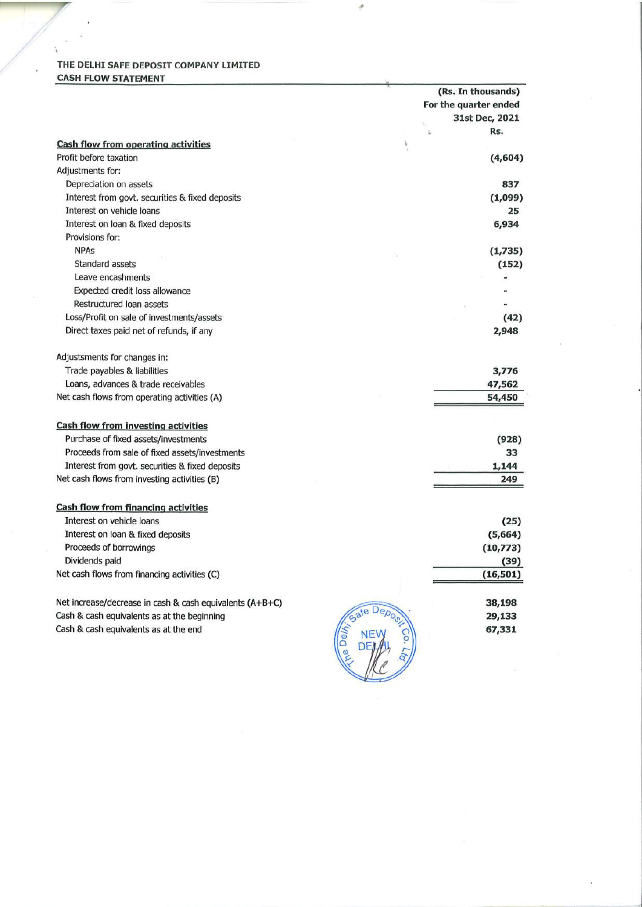THE DELHI SAFE DEPOSIT COMPANY LIMITED

CASH FLOW STATEMENT

| | (Rs. In thousands) For the quarter ended 31st Dec, 2021 Rs. |
|---|---|
| **Cash flow from operating activities** | |
| Profit before taxation | (4,604) |
| Adjustments for: | |
| Depreciation on assets | 837 |
| Interest from govt. securities & fixed deposits | (1,099) |
| Interest on vehicle loans | 25 |
| Interest on loan & fixed deposits | 6,934 |
| Provisions for: | |
| NPAs | (1,735) |
| Standard assets | (152) |
| Leave encashments | - |
| Expected credit loss allowance | - |
| Restructured loan assets | - |
| Loss/Profit on sale of investments/assets | (42) |
| Direct taxes paid net of refunds, if any | 2,948 |
| Adjustsments for changes in: | |
| Trade payables & liabilities | 3,776 |
| Loans, advances & trade receivables | 47,562 |
| Net cash flows from operating activities (A) | 54,450 |
| **Cash flow from investing activities** | |
| Purchase of fixed assets/investments | (928) |
| Proceeds from sale of fixed assets/investments | 33 |
| Interest from govt. securities & fixed deposits | 1,144 |
| Net cash flows from investing activities (B) | 249 |
| **Cash flow from financing activities** | |
| Interest on vehicle loans | (25) |
| Interest on loan & fixed deposits | (5,664) |
| Proceeds of borrowings | (10,773) |
| Dividends paid | (39) |
| Net cash flows from financing activities (C) | (16,501) |
| Net increase/decrease in cash & cash equivalents (A+B+C) | 38,198 |
| Cash & cash equivalents as at the beginning | 29,133 |
| Cash & cash equivalents as at the end | 67,331 |